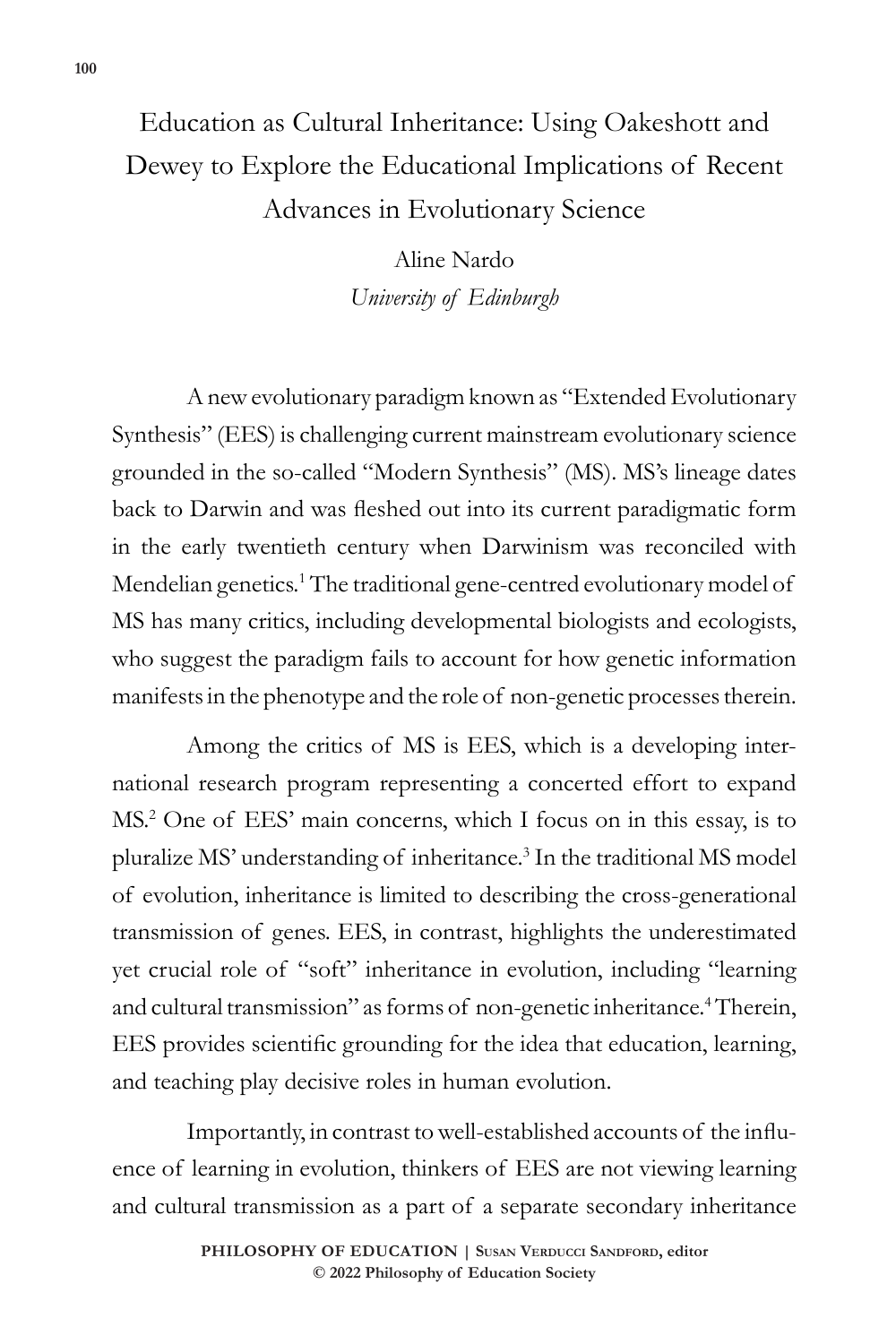# Education as Cultural Inheritance: Using Oakeshott and Dewey to Explore the Educational Implications of Recent Advances in Evolutionary Science

Aline Nardo

*University of Edinburgh*

A new evolutionary paradigm known as "Extended Evolutionary Synthesis" (EES) is challenging current mainstream evolutionary science grounded in the so-called "Modern Synthesis" (MS). MS's lineage dates back to Darwin and was fleshed out into its current paradigmatic form in the early twentieth century when Darwinism was reconciled with Mendelian genetics.[1] The traditional gene-centred evolutionary model of MS has many critics, including developmental biologists and ecologists, who suggest the paradigm fails to account for how genetic information manifests in the phenotype and the role of non-genetic processes therein.

Among the critics of MS is EES, which is a developing international research program representing a concerted effort to expand MS.[2] One of EES' main concerns, which I focus on in this essay, is to pluralize MS' understanding of inheritance.[3] In the traditional MS model of evolution, inheritance is limited to describing the cross-generational transmission of genes. EES, in contrast, highlights the underestimated yet crucial role of "soft" inheritance in evolution, including "learning and cultural transmission" as forms of non-genetic inheritance.[4] Therein, EES provides scientific grounding for the idea that education, learning, and teaching play decisive roles in human evolution.

Importantly, in contrast to well-established accounts of the influence of learning in evolution, thinkers of EES are not viewing learning and cultural transmission as a part of a separate secondary inheritance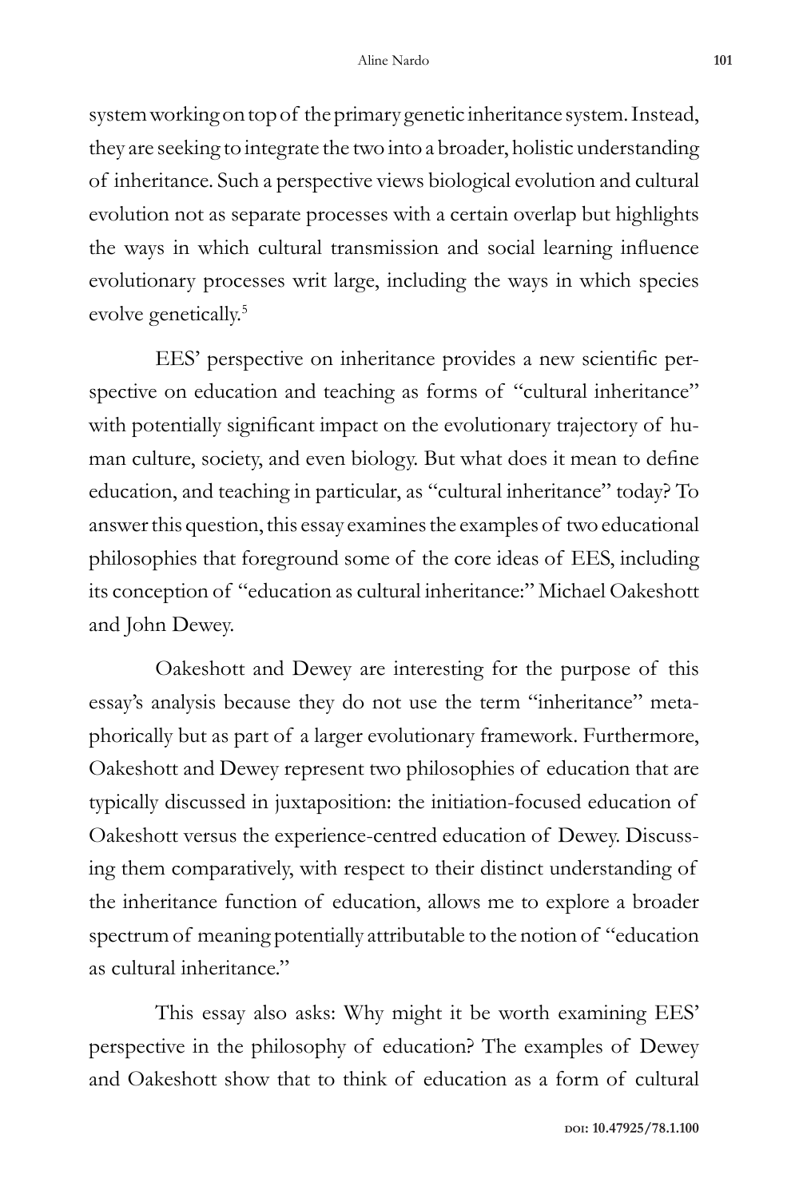system working on top of the primary genetic inheritance system. Instead, they are seeking to integrate the two into a broader, holistic understanding of inheritance. Such a perspective views biological evolution and cultural evolution not as separate processes with a certain overlap but highlights the ways in which cultural transmission and social learning influence evolutionary processes writ large, including the ways in which species evolve genetically.[5]

EES' perspective on inheritance provides a new scientific perspective on education and teaching as forms of "cultural inheritance" with potentially significant impact on the evolutionary trajectory of human culture, society, and even biology. But what does it mean to define education, and teaching in particular, as "cultural inheritance" today? To answer this question, this essay examines the examples of two educational philosophies that foreground some of the core ideas of EES, including its conception of "education as cultural inheritance:" Michael Oakeshott and John Dewey.

Oakeshott and Dewey are interesting for the purpose of this essay's analysis because they do not use the term "inheritance" metaphorically but as part of a larger evolutionary framework. Furthermore, Oakeshott and Dewey represent two philosophies of education that are typically discussed in juxtaposition: the initiation-focused education of Oakeshott versus the experience-centred education of Dewey. Discussing them comparatively, with respect to their distinct understanding of the inheritance function of education, allows me to explore a broader spectrum of meaning potentially attributable to the notion of "education as cultural inheritance."

This essay also asks: Why might it be worth examining EES' perspective in the philosophy of education? The examples of Dewey and Oakeshott show that to think of education as a form of cultural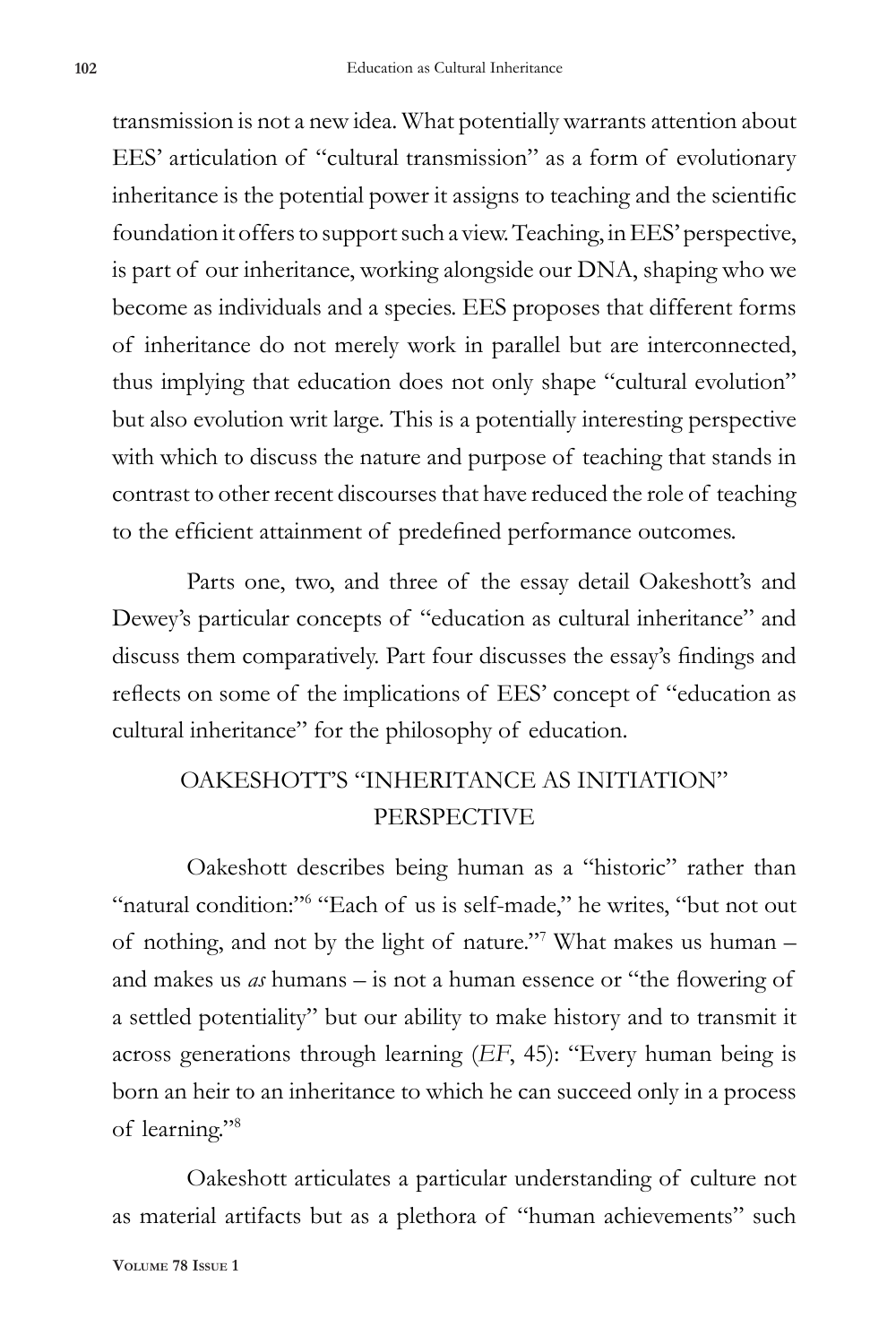transmission is not a new idea. What potentially warrants attention about EES' articulation of "cultural transmission" as a form of evolutionary inheritance is the potential power it assigns to teaching and the scientific foundation it offers to support such a view. Teaching, in EES' perspective, is part of our inheritance, working alongside our DNA, shaping who we become as individuals and a species. EES proposes that different forms of inheritance do not merely work in parallel but are interconnected, thus implying that education does not only shape "cultural evolution" but also evolution writ large. This is a potentially interesting perspective with which to discuss the nature and purpose of teaching that stands in contrast to other recent discourses that have reduced the role of teaching to the efficient attainment of predefined performance outcomes.

Parts one, two, and three of the essay detail Oakeshott's and Dewey's particular concepts of "education as cultural inheritance" and discuss them comparatively. Part four discusses the essay's findings and reflects on some of the implications of EES' concept of "education as cultural inheritance" for the philosophy of education.

## OAKESHOTT'S "INHERITANCE AS INITIATION" PERSPECTIVE

Oakeshott describes being human as a "historic" rather than "natural condition:"[6] "Each of us is self-made," he writes, "but not out of nothing, and not by the light of nature."[7] What makes us human – and makes us *as* humans – is not a human essence or "the flowering of a settled potentiality" but our ability to make history and to transmit it across generations through learning (*EF*, 45): "Every human being is born an heir to an inheritance to which he can succeed only in a process of learning."[8]

Oakeshott articulates a particular understanding of culture not as material artifacts but as a plethora of "human achievements" such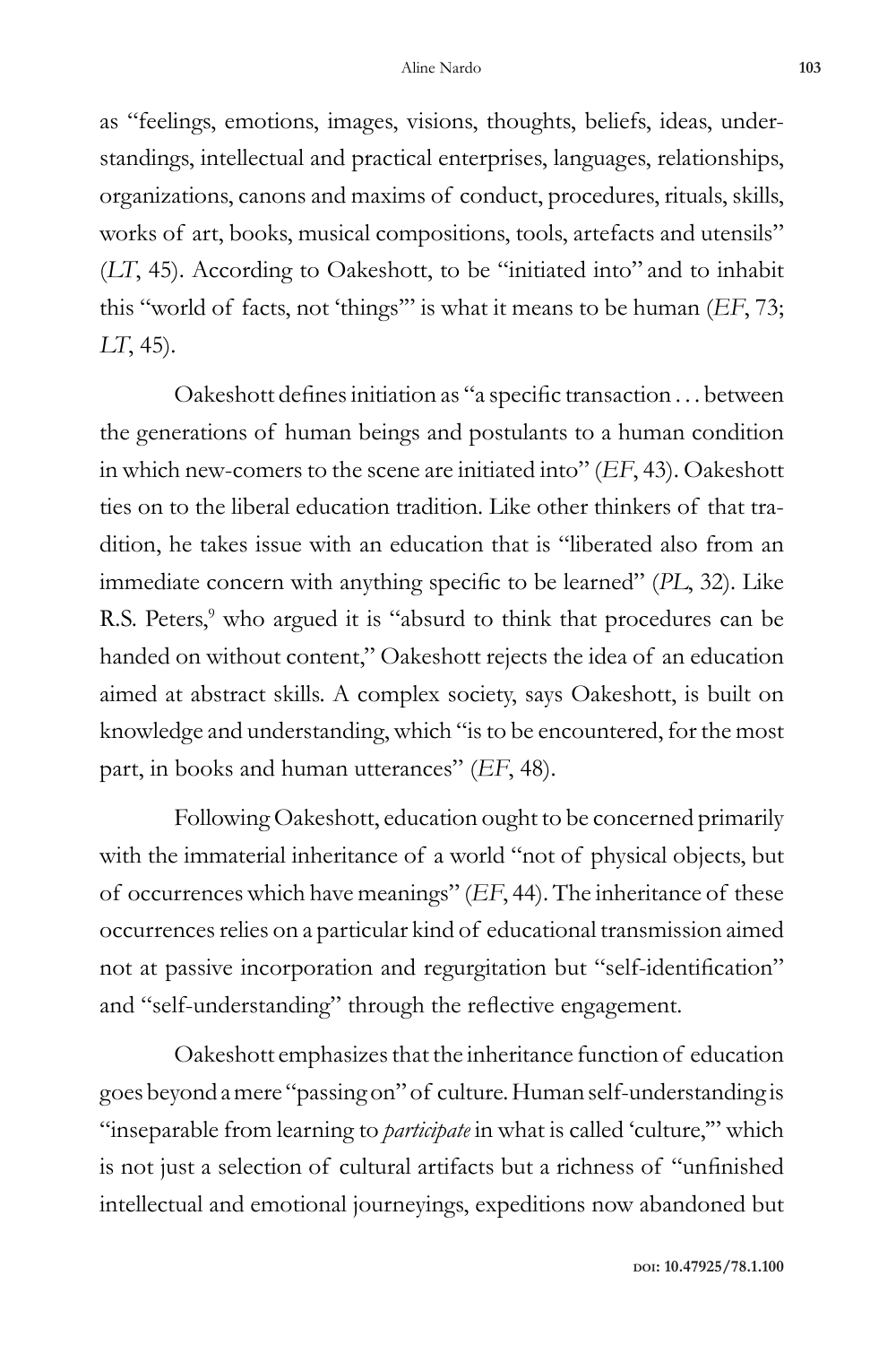as "feelings, emotions, images, visions, thoughts, beliefs, ideas, understandings, intellectual and practical enterprises, languages, relationships, organizations, canons and maxims of conduct, procedures, rituals, skills, works of art, books, musical compositions, tools, artefacts and utensils" (*LT*, 45). According to Oakeshott, to be "initiated into" and to inhabit this "world of facts, not 'things'" is what it means to be human (*EF*, 73; *LT*, 45).

Oakeshott defines initiation as "a specific transaction . . . between the generations of human beings and postulants to a human condition in which new-comers to the scene are initiated into" (*EF*, 43). Oakeshott ties on to the liberal education tradition. Like other thinkers of that tradition, he takes issue with an education that is "liberated also from an immediate concern with anything specific to be learned" (*PL*, 32). Like R.S. Peters,[9] who argued it is "absurd to think that procedures can be handed on without content," Oakeshott rejects the idea of an education aimed at abstract skills. A complex society, says Oakeshott, is built on knowledge and understanding, which "is to be encountered, for the most part, in books and human utterances" (*EF*, 48).

Following Oakeshott, education ought to be concerned primarily with the immaterial inheritance of a world "not of physical objects, but of occurrences which have meanings" (*EF*, 44). The inheritance of these occurrences relies on a particular kind of educational transmission aimed not at passive incorporation and regurgitation but "self-identification" and "self-understanding" through the reflective engagement.

Oakeshott emphasizes that the inheritance function of education goes beyond a mere "passing on" of culture. Human self-understanding is "inseparable from learning to *participate* in what is called 'culture,'" which is not just a selection of cultural artifacts but a richness of "unfinished intellectual and emotional journeyings, expeditions now abandoned but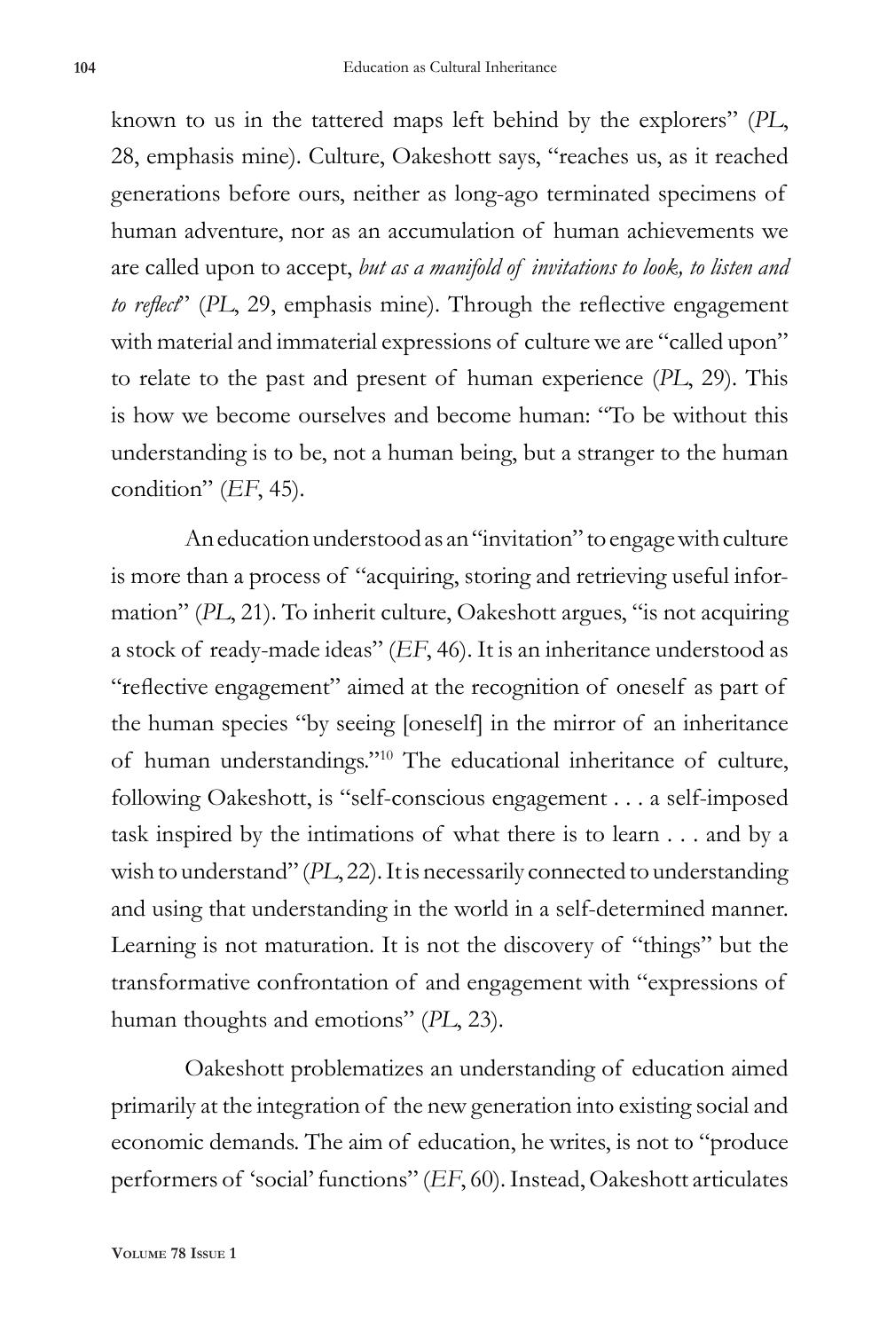known to us in the tattered maps left behind by the explorers" (*PL*, 28, emphasis mine). Culture, Oakeshott says, "reaches us, as it reached generations before ours, neither as long-ago terminated specimens of human adventure, nor as an accumulation of human achievements we are called upon to accept, *but as a manifold of invitations to look, to listen and to reflect*" (*PL*, 29, emphasis mine). Through the reflective engagement with material and immaterial expressions of culture we are "called upon" to relate to the past and present of human experience (*PL*, 29). This is how we become ourselves and become human: "To be without this understanding is to be, not a human being, but a stranger to the human condition" (*EF*, 45).

An education understood as an "invitation" to engage with culture is more than a process of "acquiring, storing and retrieving useful information" (*PL*, 21). To inherit culture, Oakeshott argues, "is not acquiring a stock of ready-made ideas" (*EF*, 46). It is an inheritance understood as "reflective engagement" aimed at the recognition of oneself as part of the human species "by seeing [oneself] in the mirror of an inheritance of human understandings."[10] The educational inheritance of culture, following Oakeshott, is "self-conscious engagement . . . a self-imposed task inspired by the intimations of what there is to learn . . . and by a wish to understand" (*PL*, 22). It is necessarily connected to understanding and using that understanding in the world in a self-determined manner. Learning is not maturation. It is not the discovery of "things" but the transformative confrontation of and engagement with "expressions of human thoughts and emotions" (*PL*, 23).

Oakeshott problematizes an understanding of education aimed primarily at the integration of the new generation into existing social and economic demands. The aim of education, he writes, is not to "produce performers of 'social' functions" (*EF*, 60). Instead, Oakeshott articulates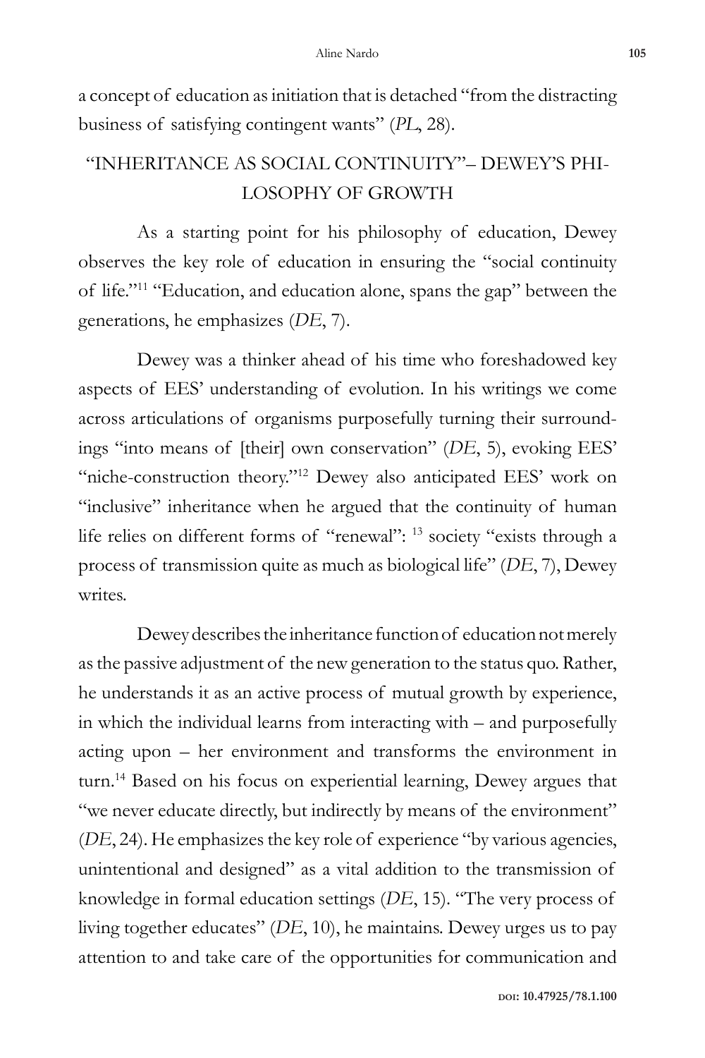a concept of education as initiation that is detached "from the distracting business of satisfying contingent wants" (*PL*, 28).

## "INHERITANCE AS SOCIAL CONTINUITY"– DEWEY'S PHILOSOPHY OF GROWTH

As a starting point for his philosophy of education, Dewey observes the key role of education in ensuring the "social continuity of life."[11] "Education, and education alone, spans the gap" between the generations, he emphasizes (*DE*, 7).

Dewey was a thinker ahead of his time who foreshadowed key aspects of EES' understanding of evolution. In his writings we come across articulations of organisms purposefully turning their surroundings "into means of [their] own conservation" (*DE*, 5), evoking EES' "niche-construction theory."[12] Dewey also anticipated EES' work on "inclusive" inheritance when he argued that the continuity of human life relies on different forms of "renewal": [13] society "exists through a process of transmission quite as much as biological life" (*DE*, 7), Dewey writes.

Dewey describes the inheritance function of education not merely as the passive adjustment of the new generation to the status quo. Rather, he understands it as an active process of mutual growth by experience, in which the individual learns from interacting with – and purposefully acting upon – her environment and transforms the environment in turn.[14] Based on his focus on experiential learning, Dewey argues that "we never educate directly, but indirectly by means of the environment" (*DE*, 24). He emphasizes the key role of experience "by various agencies, unintentional and designed" as a vital addition to the transmission of knowledge in formal education settings (*DE*, 15). "The very process of living together educates" (*DE*, 10), he maintains. Dewey urges us to pay attention to and take care of the opportunities for communication and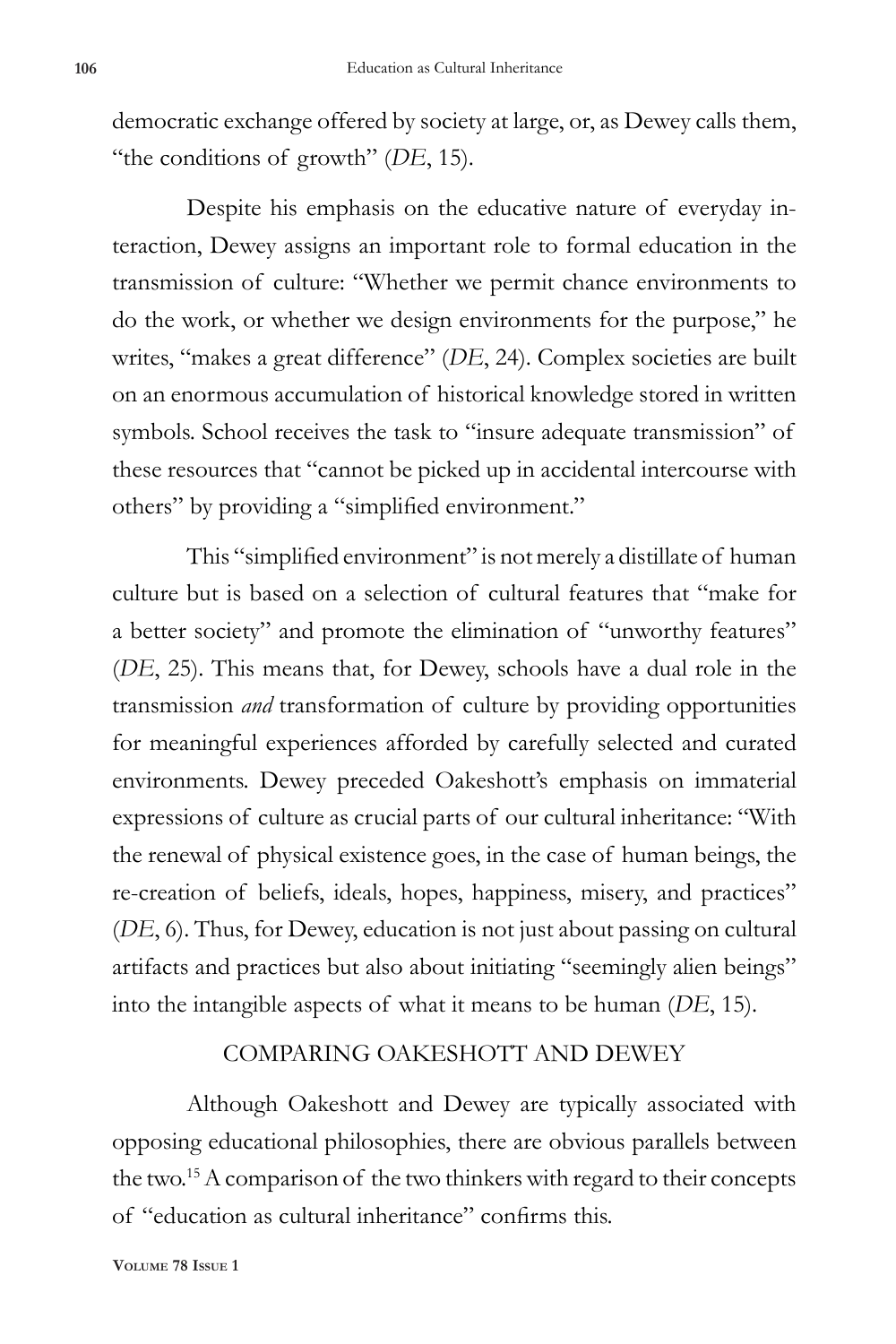democratic exchange offered by society at large, or, as Dewey calls them, "the conditions of growth" (*DE*, 15).

Despite his emphasis on the educative nature of everyday interaction, Dewey assigns an important role to formal education in the transmission of culture: "Whether we permit chance environments to do the work, or whether we design environments for the purpose," he writes, "makes a great difference" (*DE*, 24). Complex societies are built on an enormous accumulation of historical knowledge stored in written symbols. School receives the task to "insure adequate transmission" of these resources that "cannot be picked up in accidental intercourse with others" by providing a "simplified environment."

This "simplified environment" is not merely a distillate of human culture but is based on a selection of cultural features that "make for a better society" and promote the elimination of "unworthy features" (*DE*, 25). This means that, for Dewey, schools have a dual role in the transmission *and* transformation of culture by providing opportunities for meaningful experiences afforded by carefully selected and curated environments. Dewey preceded Oakeshott's emphasis on immaterial expressions of culture as crucial parts of our cultural inheritance: "With the renewal of physical existence goes, in the case of human beings, the re-creation of beliefs, ideals, hopes, happiness, misery, and practices" (*DE*, 6). Thus, for Dewey, education is not just about passing on cultural artifacts and practices but also about initiating "seemingly alien beings" into the intangible aspects of what it means to be human (*DE*, 15).

## COMPARING OAKESHOTT AND DEWEY

Although Oakeshott and Dewey are typically associated with opposing educational philosophies, there are obvious parallels between the two.[15] A comparison of the two thinkers with regard to their concepts of "education as cultural inheritance" confirms this.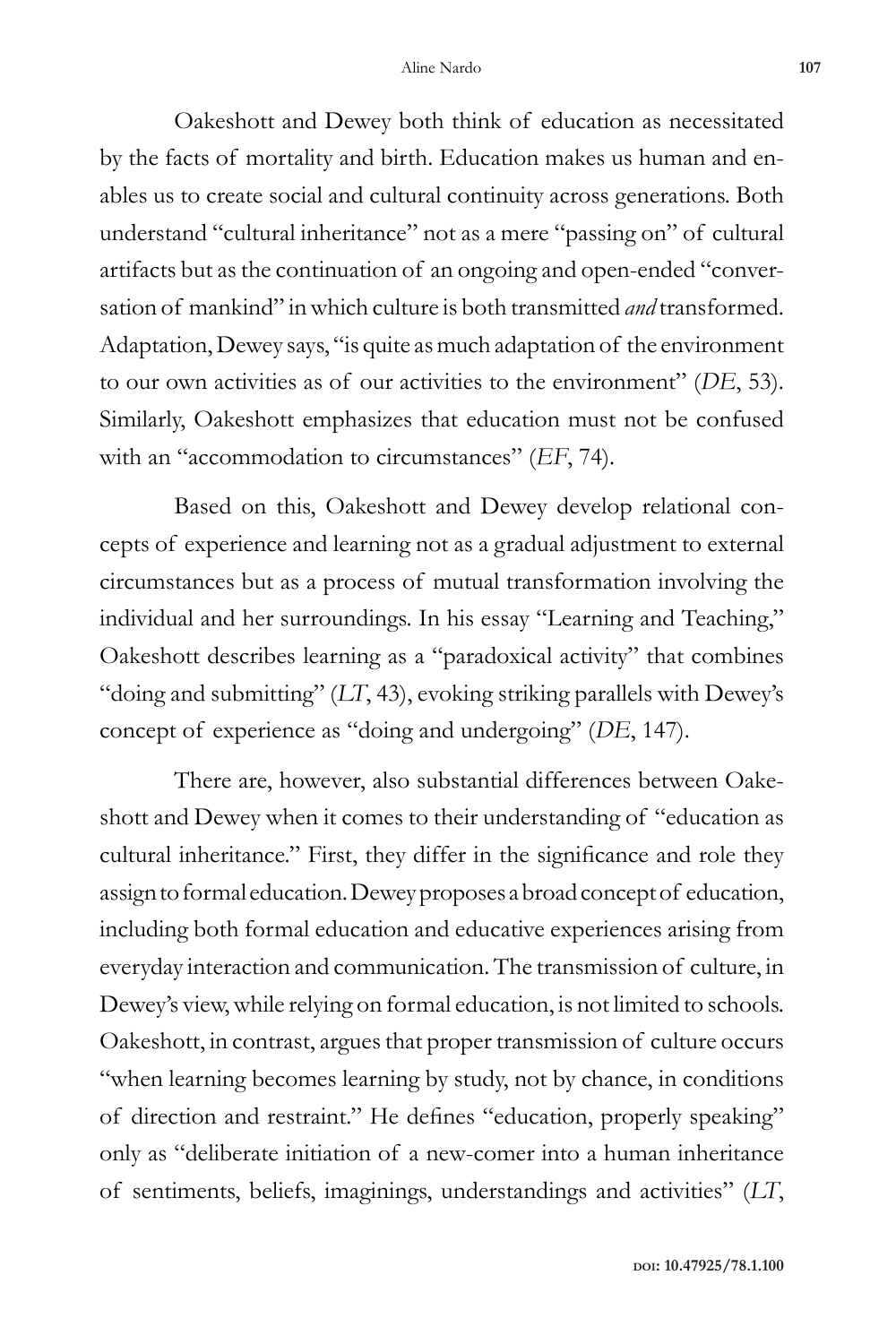Oakeshott and Dewey both think of education as necessitated by the facts of mortality and birth. Education makes us human and enables us to create social and cultural continuity across generations. Both understand "cultural inheritance" not as a mere "passing on" of cultural artifacts but as the continuation of an ongoing and open-ended "conversation of mankind" in which culture is both transmitted *and* transformed. Adaptation, Dewey says, "is quite as much adaptation of the environment to our own activities as of our activities to the environment" (*DE*, 53). Similarly, Oakeshott emphasizes that education must not be confused with an "accommodation to circumstances" (*EF*, 74).

Based on this, Oakeshott and Dewey develop relational concepts of experience and learning not as a gradual adjustment to external circumstances but as a process of mutual transformation involving the individual and her surroundings. In his essay "Learning and Teaching," Oakeshott describes learning as a "paradoxical activity" that combines "doing and submitting" (*LT*, 43), evoking striking parallels with Dewey's concept of experience as "doing and undergoing" (*DE*, 147).

There are, however, also substantial differences between Oakeshott and Dewey when it comes to their understanding of "education as cultural inheritance." First, they differ in the significance and role they assign to formal education. Dewey proposes a broad concept of education, including both formal education and educative experiences arising from everyday interaction and communication. The transmission of culture, in Dewey's view, while relying on formal education, is not limited to schools. Oakeshott, in contrast, argues that proper transmission of culture occurs "when learning becomes learning by study, not by chance, in conditions of direction and restraint." He defines "education, properly speaking" only as "deliberate initiation of a new-comer into a human inheritance of sentiments, beliefs, imaginings, understandings and activities" (*LT*,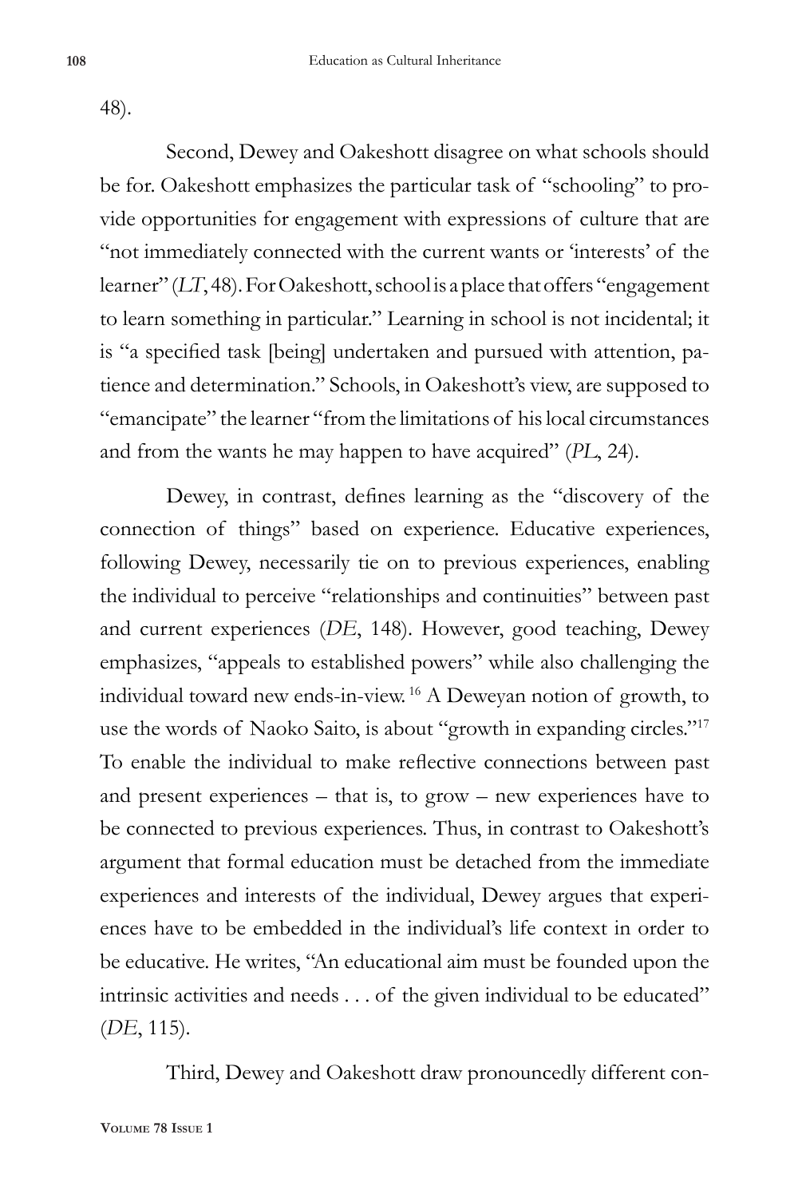48).

Second, Dewey and Oakeshott disagree on what schools should be for. Oakeshott emphasizes the particular task of "schooling" to provide opportunities for engagement with expressions of culture that are "not immediately connected with the current wants or 'interests' of the learner" (*LT*, 48). For Oakeshott, school is a place that offers "engagement to learn something in particular." Learning in school is not incidental; it is "a specified task [being] undertaken and pursued with attention, patience and determination." Schools, in Oakeshott's view, are supposed to "emancipate" the learner "from the limitations of his local circumstances and from the wants he may happen to have acquired" (*PL*, 24).

Dewey, in contrast, defines learning as the "discovery of the connection of things" based on experience. Educative experiences, following Dewey, necessarily tie on to previous experiences, enabling the individual to perceive "relationships and continuities" between past and current experiences (*DE*, 148). However, good teaching, Dewey emphasizes, "appeals to established powers" while also challenging the individual toward new ends-in-view.[16] A Deweyan notion of growth, to use the words of Naoko Saito, is about "growth in expanding circles."[17] To enable the individual to make reflective connections between past and present experiences – that is, to grow – new experiences have to be connected to previous experiences. Thus, in contrast to Oakeshott's argument that formal education must be detached from the immediate experiences and interests of the individual, Dewey argues that experiences have to be embedded in the individual's life context in order to be educative. He writes, "An educational aim must be founded upon the intrinsic activities and needs . . . of the given individual to be educated" (*DE*, 115).

Third, Dewey and Oakeshott draw pronouncedly different con-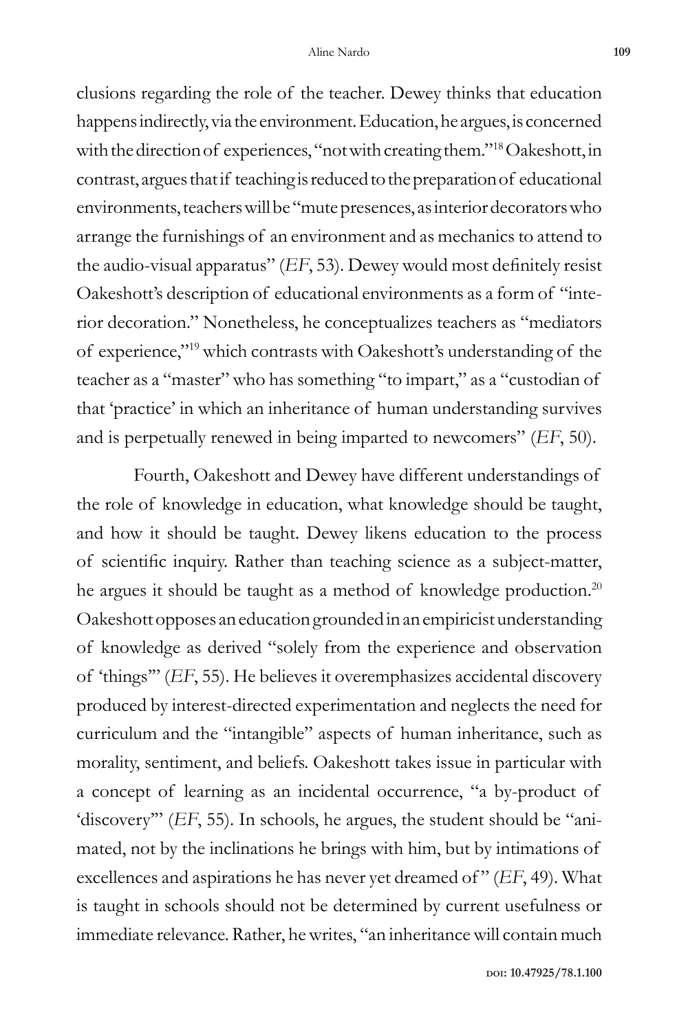clusions regarding the role of the teacher. Dewey thinks that education happens indirectly, via the environment. Education, he argues, is concerned with the direction of experiences, "not with creating them."[18] Oakeshott, in contrast, argues that if teaching is reduced to the preparation of educational environments, teachers will be "mute presences, as interior decorators who arrange the furnishings of an environment and as mechanics to attend to the audio-visual apparatus" (*EF*, 53). Dewey would most definitely resist Oakeshott's description of educational environments as a form of "interior decoration." Nonetheless, he conceptualizes teachers as "mediators of experience,"[19] which contrasts with Oakeshott's understanding of the teacher as a "master" who has something "to impart," as a "custodian of that 'practice' in which an inheritance of human understanding survives and is perpetually renewed in being imparted to newcomers" (*EF*, 50).

Fourth, Oakeshott and Dewey have different understandings of the role of knowledge in education, what knowledge should be taught, and how it should be taught. Dewey likens education to the process of scientific inquiry. Rather than teaching science as a subject-matter, he argues it should be taught as a method of knowledge production.[20] Oakeshott opposes an education grounded in an empiricist understanding of knowledge as derived "solely from the experience and observation of 'things'" (*EF*, 55). He believes it overemphasizes accidental discovery produced by interest-directed experimentation and neglects the need for curriculum and the "intangible" aspects of human inheritance, such as morality, sentiment, and beliefs. Oakeshott takes issue in particular with a concept of learning as an incidental occurrence, "a by-product of 'discovery'" (*EF*, 55). In schools, he argues, the student should be "animated, not by the inclinations he brings with him, but by intimations of excellences and aspirations he has never yet dreamed of" (*EF*, 49). What is taught in schools should not be determined by current usefulness or immediate relevance. Rather, he writes, "an inheritance will contain much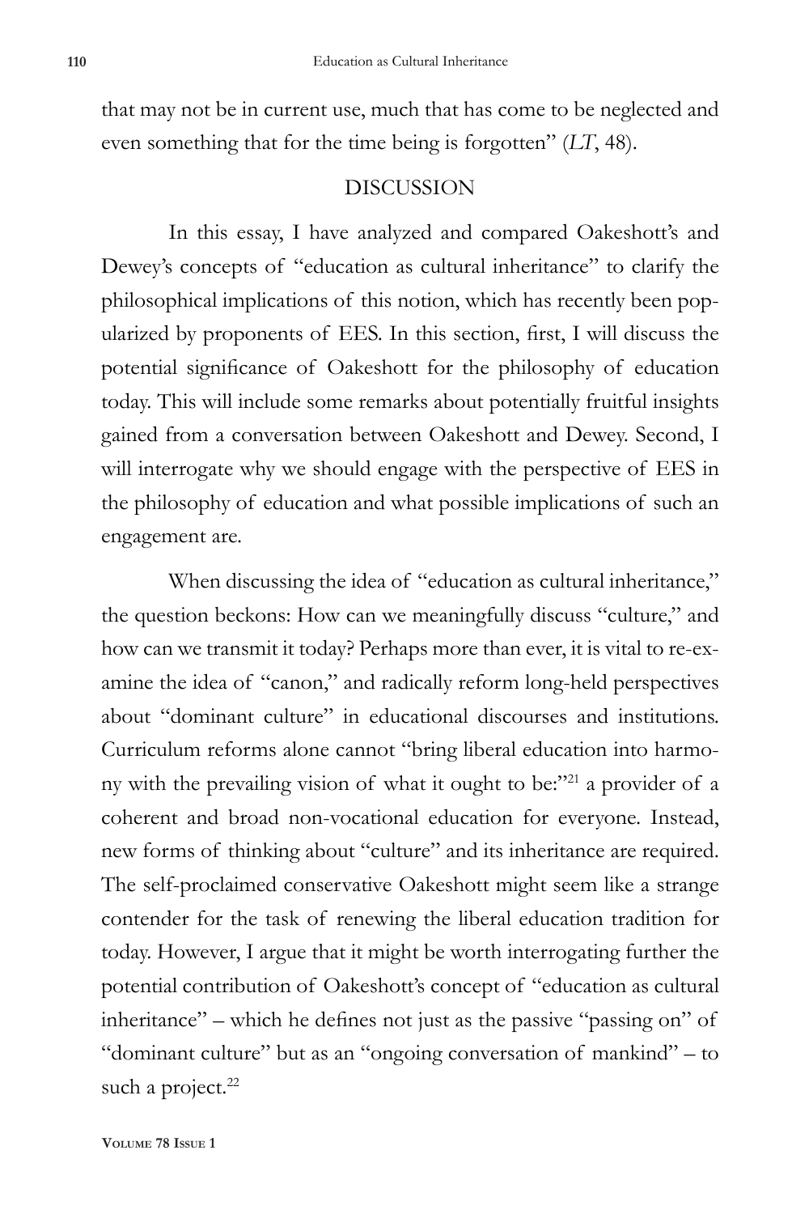that may not be in current use, much that has come to be neglected and even something that for the time being is forgotten" (*LT*, 48).

## DISCUSSION

In this essay, I have analyzed and compared Oakeshott's and Dewey's concepts of "education as cultural inheritance" to clarify the philosophical implications of this notion, which has recently been popularized by proponents of EES. In this section, first, I will discuss the potential significance of Oakeshott for the philosophy of education today. This will include some remarks about potentially fruitful insights gained from a conversation between Oakeshott and Dewey. Second, I will interrogate why we should engage with the perspective of EES in the philosophy of education and what possible implications of such an engagement are.

When discussing the idea of "education as cultural inheritance," the question beckons: How can we meaningfully discuss "culture," and how can we transmit it today? Perhaps more than ever, it is vital to re-examine the idea of "canon," and radically reform long-held perspectives about "dominant culture" in educational discourses and institutions. Curriculum reforms alone cannot "bring liberal education into harmony with the prevailing vision of what it ought to be:"[21] a provider of a coherent and broad non-vocational education for everyone. Instead, new forms of thinking about "culture" and its inheritance are required. The self-proclaimed conservative Oakeshott might seem like a strange contender for the task of renewing the liberal education tradition for today. However, I argue that it might be worth interrogating further the potential contribution of Oakeshott's concept of "education as cultural inheritance" – which he defines not just as the passive "passing on" of "dominant culture" but as an "ongoing conversation of mankind" – to such a project.[22]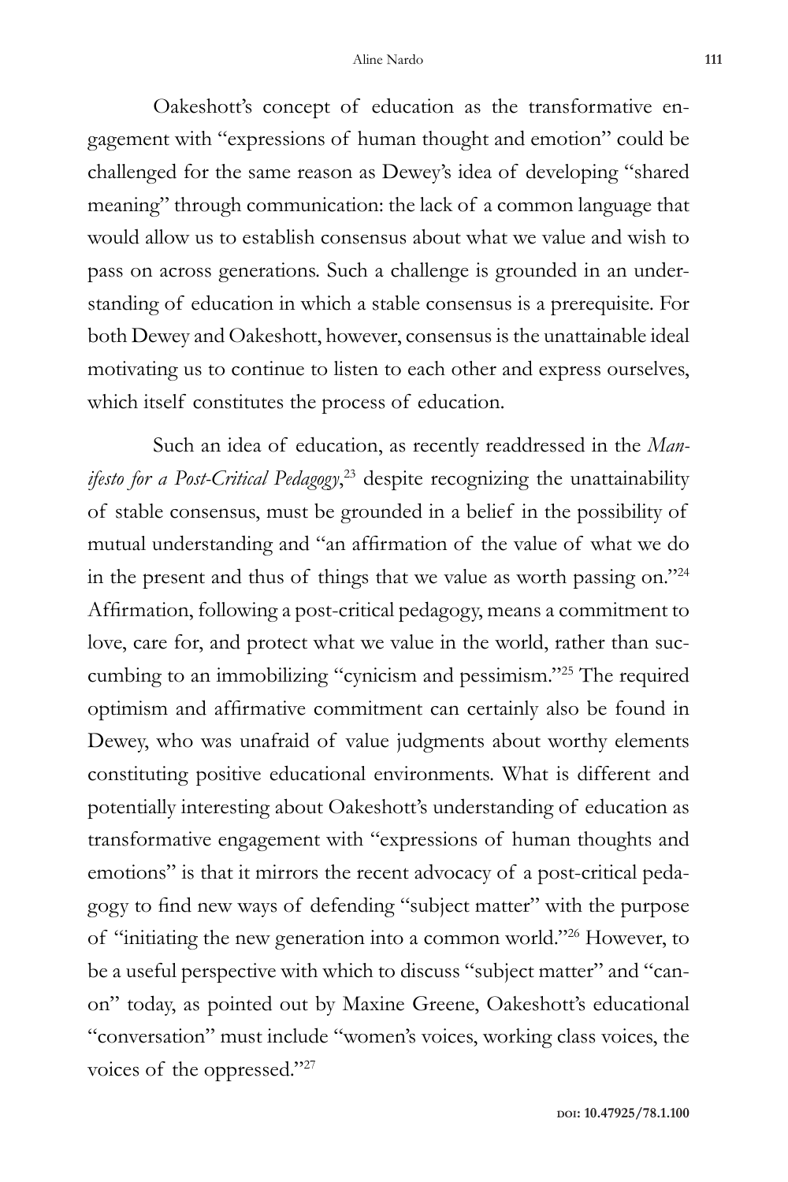Oakeshott's concept of education as the transformative engagement with "expressions of human thought and emotion" could be challenged for the same reason as Dewey's idea of developing "shared meaning" through communication: the lack of a common language that would allow us to establish consensus about what we value and wish to pass on across generations. Such a challenge is grounded in an understanding of education in which a stable consensus is a prerequisite. For both Dewey and Oakeshott, however, consensus is the unattainable ideal motivating us to continue to listen to each other and express ourselves, which itself constitutes the process of education.

Such an idea of education, as recently readdressed in the *Manifesto for a Post-Critical Pedagogy*,[23] despite recognizing the unattainability of stable consensus, must be grounded in a belief in the possibility of mutual understanding and "an affirmation of the value of what we do in the present and thus of things that we value as worth passing on."[24] Affirmation, following a post-critical pedagogy, means a commitment to love, care for, and protect what we value in the world, rather than succumbing to an immobilizing "cynicism and pessimism."[25] The required optimism and affirmative commitment can certainly also be found in Dewey, who was unafraid of value judgments about worthy elements constituting positive educational environments. What is different and potentially interesting about Oakeshott's understanding of education as transformative engagement with "expressions of human thoughts and emotions" is that it mirrors the recent advocacy of a post-critical pedagogy to find new ways of defending "subject matter" with the purpose of "initiating the new generation into a common world."[26] However, to be a useful perspective with which to discuss "subject matter" and "canon" today, as pointed out by Maxine Greene, Oakeshott's educational "conversation" must include "women's voices, working class voices, the voices of the oppressed."[27]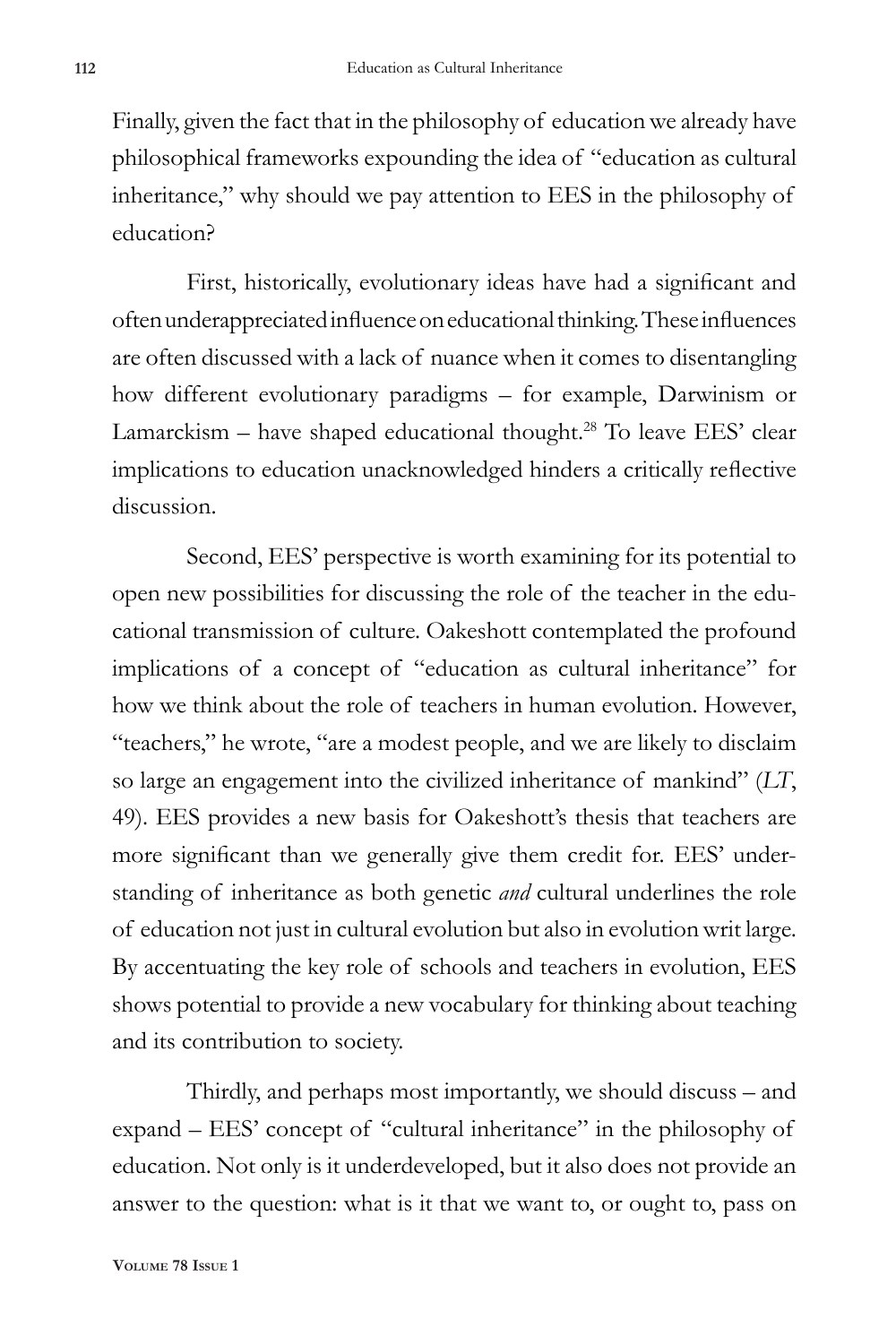Finally, given the fact that in the philosophy of education we already have philosophical frameworks expounding the idea of "education as cultural inheritance," why should we pay attention to EES in the philosophy of education?

First, historically, evolutionary ideas have had a significant and often underappreciated influence on educational thinking. These influences are often discussed with a lack of nuance when it comes to disentangling how different evolutionary paradigms – for example, Darwinism or Lamarckism – have shaped educational thought.[28] To leave EES' clear implications to education unacknowledged hinders a critically reflective discussion.

Second, EES' perspective is worth examining for its potential to open new possibilities for discussing the role of the teacher in the educational transmission of culture. Oakeshott contemplated the profound implications of a concept of "education as cultural inheritance" for how we think about the role of teachers in human evolution. However, "teachers," he wrote, "are a modest people, and we are likely to disclaim so large an engagement into the civilized inheritance of mankind" (*LT*, 49). EES provides a new basis for Oakeshott's thesis that teachers are more significant than we generally give them credit for. EES' understanding of inheritance as both genetic *and* cultural underlines the role of education not just in cultural evolution but also in evolution writ large. By accentuating the key role of schools and teachers in evolution, EES shows potential to provide a new vocabulary for thinking about teaching and its contribution to society.

Thirdly, and perhaps most importantly, we should discuss – and expand – EES' concept of "cultural inheritance" in the philosophy of education. Not only is it underdeveloped, but it also does not provide an answer to the question: what is it that we want to, or ought to, pass on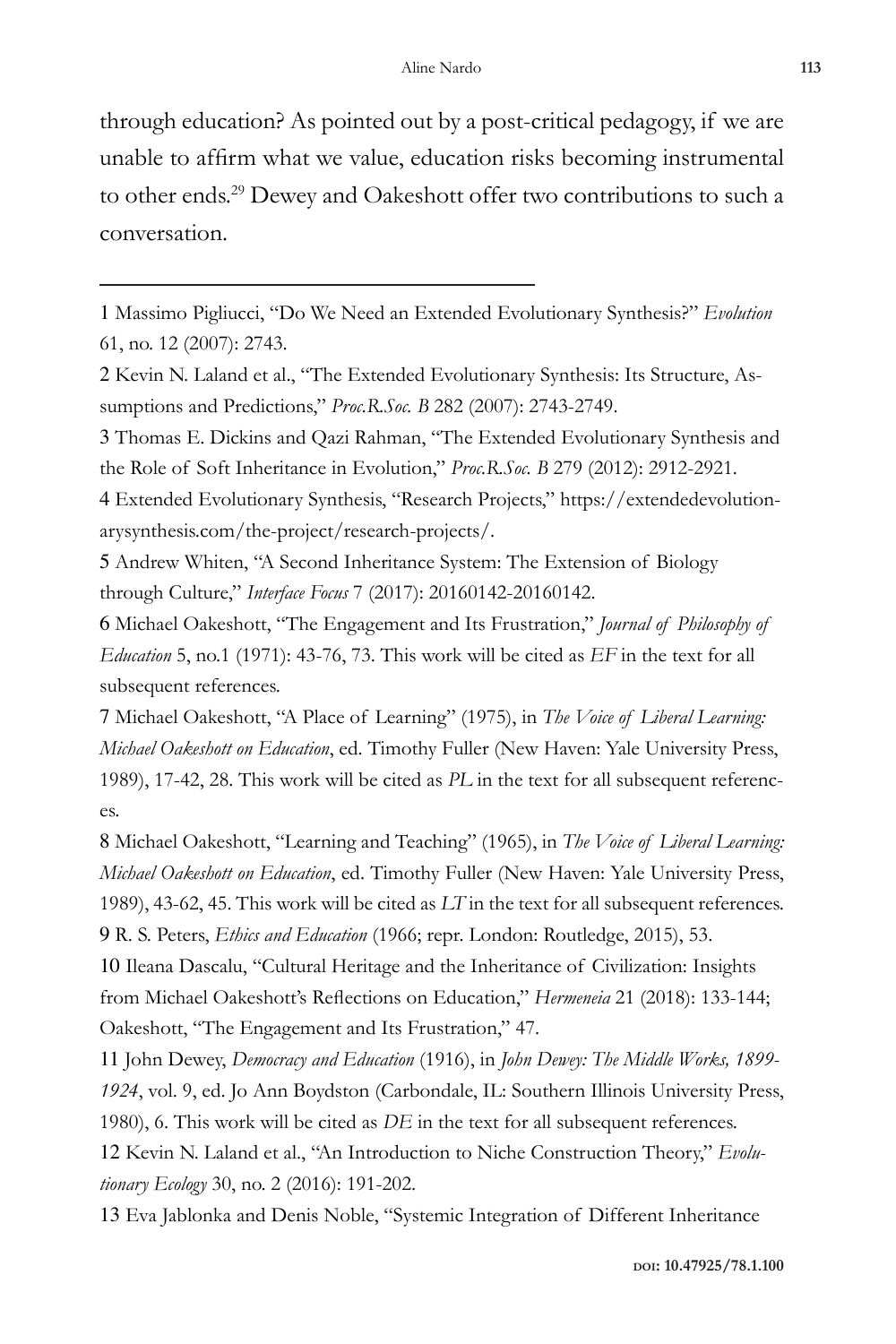through education? As pointed out by a post-critical pedagogy, if we are unable to affirm what we value, education risks becoming instrumental to other ends.[29] Dewey and Oakeshott offer two contributions to such a conversation.

---

1 Massimo Pigliucci, "Do We Need an Extended Evolutionary Synthesis?" *Evolution* 61, no. 12 (2007): 2743.

2 Kevin N. Laland et al., "The Extended Evolutionary Synthesis: Its Structure, Assumptions and Predictions," *Proc.R.Soc. B* 282 (2007): 2743-2749.

3 Thomas E. Dickins and Qazi Rahman, "The Extended Evolutionary Synthesis and the Role of Soft Inheritance in Evolution," *Proc.R.Soc. B* 279 (2012): 2912-2921.

4 Extended Evolutionary Synthesis, "Research Projects," https://extendedevolutionarysynthesis.com/the-project/research-projects/.

5 Andrew Whiten, "A Second Inheritance System: The Extension of Biology through Culture," *Interface Focus* 7 (2017): 20160142-20160142.

6 Michael Oakeshott, "The Engagement and Its Frustration," *Journal of Philosophy of Education* 5, no.1 (1971): 43-76, 73. This work will be cited as *EF* in the text for all subsequent references.

7 Michael Oakeshott, "A Place of Learning" (1975), in *The Voice of Liberal Learning: Michael Oakeshott on Education*, ed. Timothy Fuller (New Haven: Yale University Press, 1989), 17-42, 28. This work will be cited as *PL* in the text for all subsequent references.

8 Michael Oakeshott, "Learning and Teaching" (1965), in *The Voice of Liberal Learning: Michael Oakeshott on Education*, ed. Timothy Fuller (New Haven: Yale University Press, 1989), 43-62, 45. This work will be cited as *LT* in the text for all subsequent references.

9 R. S. Peters, *Ethics and Education* (1966; repr. London: Routledge, 2015), 53.

10 Ileana Dascalu, "Cultural Heritage and the Inheritance of Civilization: Insights from Michael Oakeshott's Reflections on Education," *Hermeneia* 21 (2018): 133-144; Oakeshott, "The Engagement and Its Frustration," 47.

11 John Dewey, *Democracy and Education* (1916), in *John Dewey: The Middle Works, 1899-1924*, vol. 9, ed. Jo Ann Boydston (Carbondale, IL: Southern Illinois University Press, 1980), 6. This work will be cited as *DE* in the text for all subsequent references.

12 Kevin N. Laland et al., "An Introduction to Niche Construction Theory," *Evolutionary Ecology* 30, no. 2 (2016): 191-202.

13 Eva Jablonka and Denis Noble, "Systemic Integration of Different Inheritance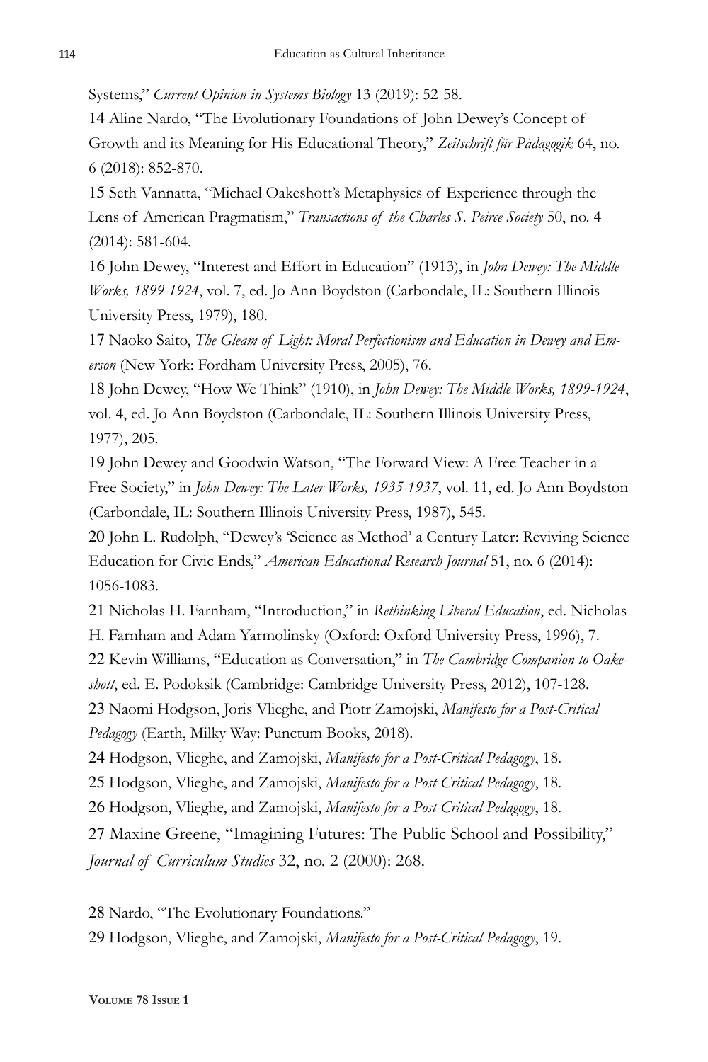Systems," *Current Opinion in Systems Biology* 13 (2019): 52-58.

14 Aline Nardo, "The Evolutionary Foundations of John Dewey's Concept of Growth and its Meaning for His Educational Theory," *Zeitschrift für Pädagogik* 64, no. 6 (2018): 852-870.

15 Seth Vannatta, "Michael Oakeshott's Metaphysics of Experience through the Lens of American Pragmatism," *Transactions of the Charles S. Peirce Society* 50, no. 4 (2014): 581-604.

16 John Dewey, "Interest and Effort in Education" (1913), in *John Dewey: The Middle Works, 1899-1924*, vol. 7, ed. Jo Ann Boydston (Carbondale, IL: Southern Illinois University Press, 1979), 180.

17 Naoko Saito, *The Gleam of Light: Moral Perfectionism and Education in Dewey and Emerson* (New York: Fordham University Press, 2005), 76.

18 John Dewey, "How We Think" (1910), in *John Dewey: The Middle Works, 1899-1924*, vol. 4, ed. Jo Ann Boydston (Carbondale, IL: Southern Illinois University Press, 1977), 205.

19 John Dewey and Goodwin Watson, "The Forward View: A Free Teacher in a Free Society," in *John Dewey: The Later Works, 1935-1937*, vol. 11, ed. Jo Ann Boydston (Carbondale, IL: Southern Illinois University Press, 1987), 545.

20 John L. Rudolph, "Dewey's 'Science as Method' a Century Later: Reviving Science Education for Civic Ends," *American Educational Research Journal* 51, no. 6 (2014): 1056-1083.

21 Nicholas H. Farnham, "Introduction," in *Rethinking Liberal Education*, ed. Nicholas H. Farnham and Adam Yarmolinsky (Oxford: Oxford University Press, 1996), 7.

22 Kevin Williams, "Education as Conversation," in *The Cambridge Companion to Oakeshott*, ed. E. Podoksik (Cambridge: Cambridge University Press, 2012), 107-128.

23 Naomi Hodgson, Joris Vlieghe, and Piotr Zamojski, *Manifesto for a Post-Critical Pedagogy* (Earth, Milky Way: Punctum Books, 2018).

24 Hodgson, Vlieghe, and Zamojski, *Manifesto for a Post-Critical Pedagogy*, 18.

25 Hodgson, Vlieghe, and Zamojski, *Manifesto for a Post-Critical Pedagogy*, 18.

26 Hodgson, Vlieghe, and Zamojski, *Manifesto for a Post-Critical Pedagogy*, 18.

27 Maxine Greene, "Imagining Futures: The Public School and Possibility," *Journal of Curriculum Studies* 32, no. 2 (2000): 268.

28 Nardo, "The Evolutionary Foundations."

29 Hodgson, Vlieghe, and Zamojski, *Manifesto for a Post-Critical Pedagogy*, 19.